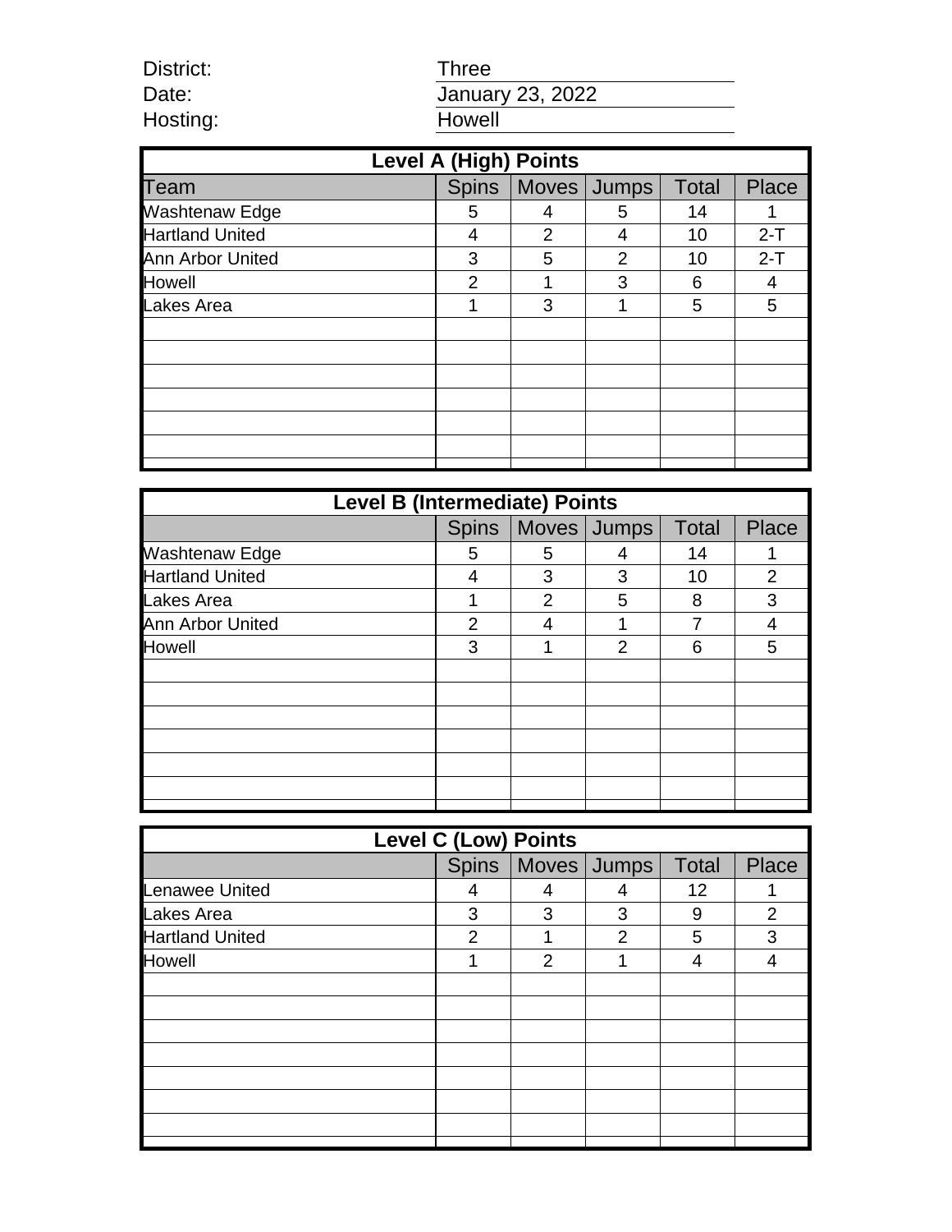District: Three

Date: January 23, 2022

Hosting: Howell

| Level A (High) Points | | | | | |
|---|---|---|---|---|---|
| Team | Spins | Moves | Jumps | Total | Place |
| Washtenaw Edge | 5 | 4 | 5 | 14 | 1 |
| Hartland United | 4 | 2 | 4 | 10 | 2-T |
| Ann Arbor United | 3 | 5 | 2 | 10 | 2-T |
| Howell | 2 | 1 | 3 | 6 | 4 |
| Lakes Area | 1 | 3 | 1 | 5 | 5 |

| Level B (Intermediate) Points | | | | | |
|---|---|---|---|---|---|
| | Spins | Moves | Jumps | Total | Place |
| Washtenaw Edge | 5 | 5 | 4 | 14 | 1 |
| Hartland United | 4 | 3 | 3 | 10 | 2 |
| Lakes Area | 1 | 2 | 5 | 8 | 3 |
| Ann Arbor United | 2 | 4 | 1 | 7 | 4 |
| Howell | 3 | 1 | 2 | 6 | 5 |

| Level C (Low) Points | | | | | |
|---|---|---|---|---|---|
| | Spins | Moves | Jumps | Total | Place |
| Lenawee United | 4 | 4 | 4 | 12 | 1 |
| Lakes Area | 3 | 3 | 3 | 9 | 2 |
| Hartland United | 2 | 1 | 2 | 5 | 3 |
| Howell | 1 | 2 | 1 | 4 | 4 |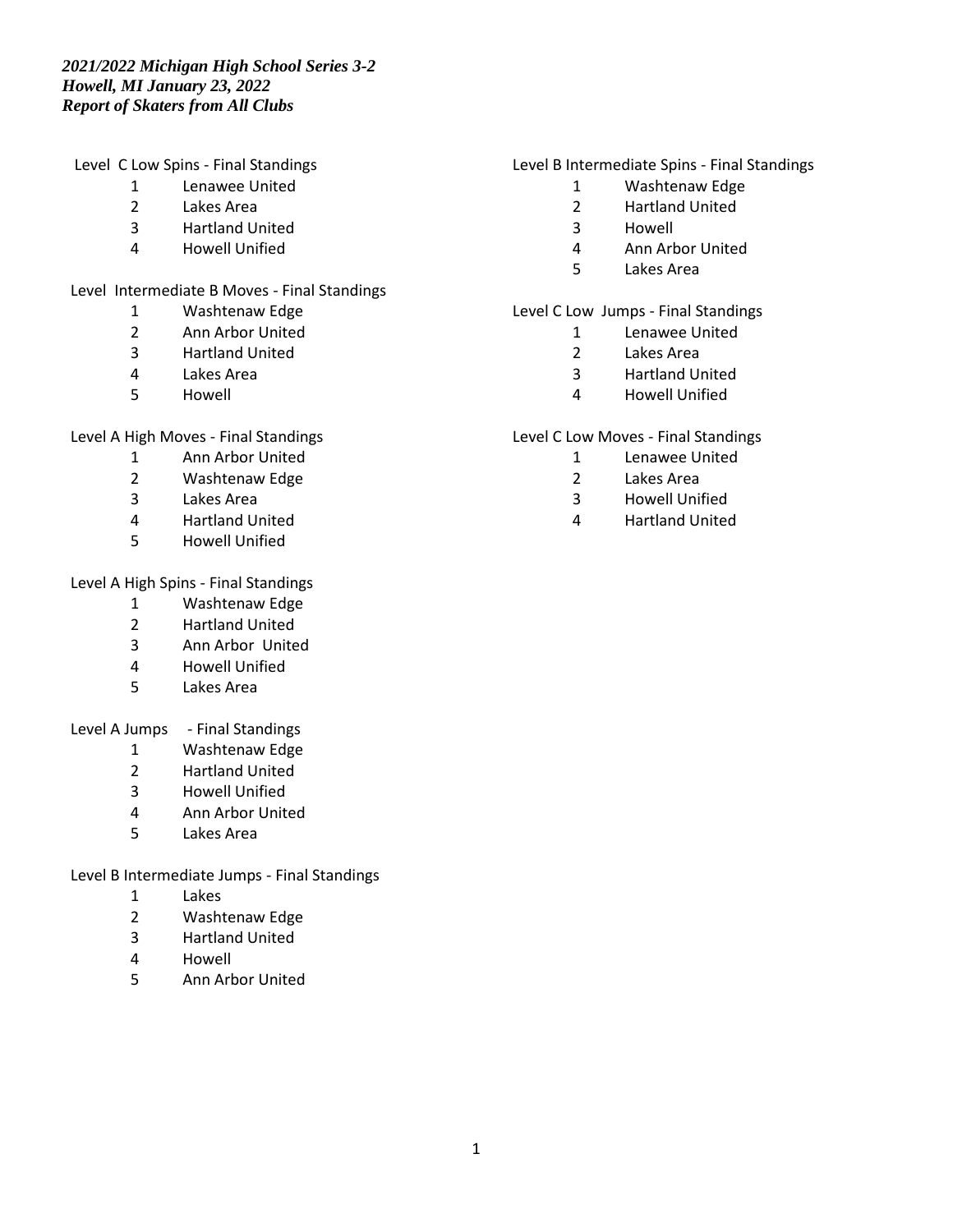*2021/2022 Michigan High School Series 3-2*
*Howell, MI January 23, 2022*
*Report of Skaters from All Clubs*

Level C Low Spins - Final Standings

1 Lenawee United
2 Lakes Area
3 Hartland United
4 Howell Unified

Level Intermediate B Moves - Final Standings

1 Washtenaw Edge
2 Ann Arbor United
3 Hartland United
4 Lakes Area
5 Howell

Level A High Moves - Final Standings

1 Ann Arbor United
2 Washtenaw Edge
3 Lakes Area
4 Hartland United
5 Howell Unified

Level A High Spins - Final Standings

1 Washtenaw Edge
2 Hartland United
3 Ann Arbor United
4 Howell Unified
5 Lakes Area

Level A Jumps - Final Standings

1 Washtenaw Edge
2 Hartland United
3 Howell Unified
4 Ann Arbor United
5 Lakes Area

Level B Intermediate Jumps - Final Standings

1 Lakes
2 Washtenaw Edge
3 Hartland United
4 Howell
5 Ann Arbor United

Level B Intermediate Spins - Final Standings

1 Washtenaw Edge
2 Hartland United
3 Howell
4 Ann Arbor United
5 Lakes Area

Level C Low Jumps - Final Standings

1 Lenawee United
2 Lakes Area
3 Hartland United
4 Howell Unified

Level C Low Moves - Final Standings

1 Lenawee United
2 Lakes Area
3 Howell Unified
4 Hartland United